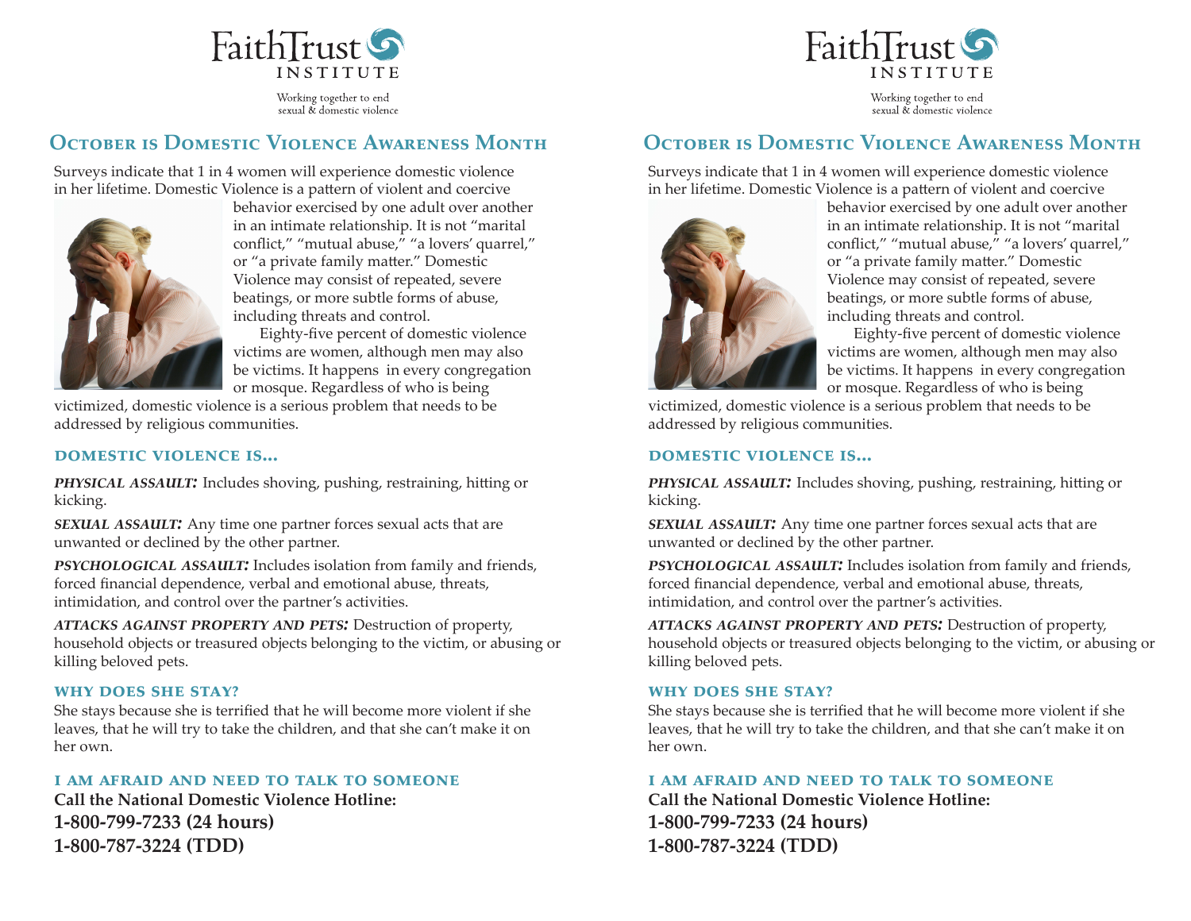FaithTrust INSTITUTE

Working together to end sexual & domestic violence

## October is Domestic Violence Awareness Month

Surveys indicate that 1 in 4 women will experience domestic violence in her lifetime. Domestic Violence is a pattern of violent and coercive behavior exercised by one adult over another in an intimate relationship. It is not "marital conflict," "mutual abuse," "a lovers' quarrel," or "a private family matter." Domestic Violence may consist of repeated, severe beatings, or more subtle forms of abuse, including threats and control.

Eighty-five percent of domestic violence victims are women, although men may also be victims. It happens in every congregation or mosque. Regardless of who is being victimized, domestic violence is a serious problem that needs to be addressed by religious communities.

### DOMESTIC VIOLENCE IS...

***PHYSICAL ASSAULT:*** Includes shoving, pushing, restraining, hitting or kicking.

***SEXUAL ASSAULT:*** Any time one partner forces sexual acts that are unwanted or declined by the other partner.

***PSYCHOLOGICAL ASSAULT:*** Includes isolation from family and friends, forced financial dependence, verbal and emotional abuse, threats, intimidation, and control over the partner's activities.

***ATTACKS AGAINST PROPERTY AND PETS:*** Destruction of property, household objects or treasured objects belonging to the victim, or abusing or killing beloved pets.

### WHY DOES SHE STAY?

She stays because she is terrified that he will become more violent if she leaves, that he will try to take the children, and that she can't make it on her own.

### I AM AFRAID AND NEED TO TALK TO SOMEONE

**Call the National Domestic Violence Hotline:**

**1-800-799-7233 (24 hours)**

**1-800-787-3224 (TDD)**

FaithTrust INSTITUTE

Working together to end sexual & domestic violence

## October is Domestic Violence Awareness Month

Surveys indicate that 1 in 4 women will experience domestic violence in her lifetime. Domestic Violence is a pattern of violent and coercive behavior exercised by one adult over another in an intimate relationship. It is not "marital conflict," "mutual abuse," "a lovers' quarrel," or "a private family matter." Domestic Violence may consist of repeated, severe beatings, or more subtle forms of abuse, including threats and control.

Eighty-five percent of domestic violence victims are women, although men may also be victims. It happens in every congregation or mosque. Regardless of who is being victimized, domestic violence is a serious problem that needs to be addressed by religious communities.

### DOMESTIC VIOLENCE IS...

***PHYSICAL ASSAULT:*** Includes shoving, pushing, restraining, hitting or kicking.

***SEXUAL ASSAULT:*** Any time one partner forces sexual acts that are unwanted or declined by the other partner.

***PSYCHOLOGICAL ASSAULT:*** Includes isolation from family and friends, forced financial dependence, verbal and emotional abuse, threats, intimidation, and control over the partner's activities.

***ATTACKS AGAINST PROPERTY AND PETS:*** Destruction of property, household objects or treasured objects belonging to the victim, or abusing or killing beloved pets.

### WHY DOES SHE STAY?

She stays because she is terrified that he will become more violent if she leaves, that he will try to take the children, and that she can't make it on her own.

### I AM AFRAID AND NEED TO TALK TO SOMEONE

**Call the National Domestic Violence Hotline:**

**1-800-799-7233 (24 hours)**

**1-800-787-3224 (TDD)**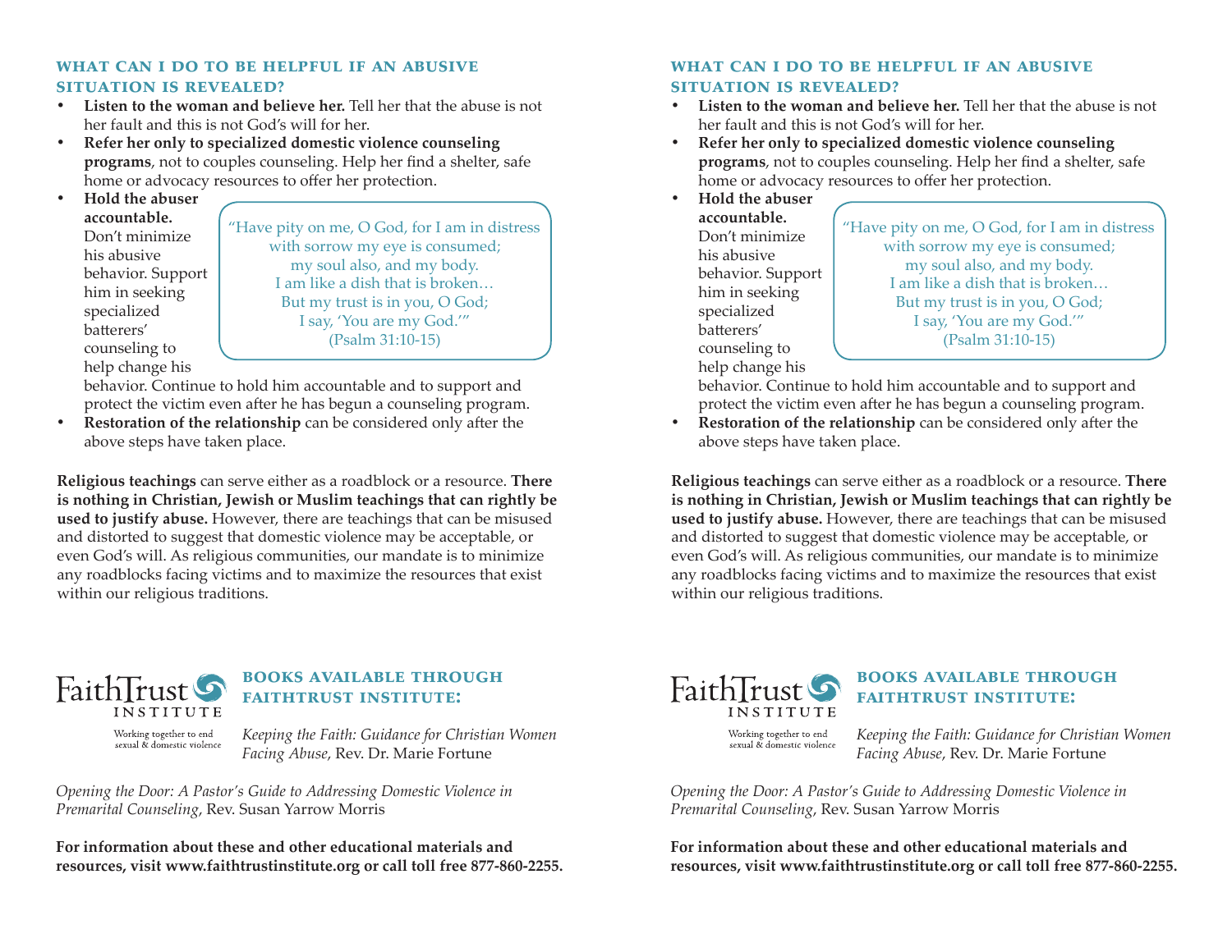### WHAT CAN I DO TO BE HELPFUL IF AN ABUSIVE SITUATION IS REVEALED?

- **Listen to the woman and believe her.** Tell her that the abuse is not her fault and this is not God's will for her.
- **Refer her only to specialized domestic violence counseling programs**, not to couples counseling. Help her find a shelter, safe home or advocacy resources to offer her protection.
- **Hold the abuser accountable.** Don't minimize his abusive behavior. Support him in seeking specialized batterers' counseling to help change his behavior. Continue to hold him accountable and to support and protect the victim even after he has begun a counseling program.
- **Restoration of the relationship** can be considered only after the above steps have taken place.

> "Have pity on me, O God, for I am in distress
> with sorrow my eye is consumed;
> my soul also, and my body.
> I am like a dish that is broken…
> But my trust is in you, O God;
> I say, 'You are my God.'"
> (Psalm 31:10-15)

**Religious teachings** can serve either as a roadblock or a resource. **There is nothing in Christian, Jewish or Muslim teachings that can rightly be used to justify abuse.** However, there are teachings that can be misused and distorted to suggest that domestic violence may be acceptable, or even God's will. As religious communities, our mandate is to minimize any roadblocks facing victims and to maximize the resources that exist within our religious traditions.

FaithTrust INSTITUTE
Working together to end sexual & domestic violence

### BOOKS AVAILABLE THROUGH FAITHTRUST INSTITUTE:

*Keeping the Faith: Guidance for Christian Women Facing Abuse*, Rev. Dr. Marie Fortune

*Opening the Door: A Pastor's Guide to Addressing Domestic Violence in Premarital Counseling*, Rev. Susan Yarrow Morris

**For information about these and other educational materials and resources, visit www.faithtrustinstitute.org or call toll free 877-860-2255.**

### WHAT CAN I DO TO BE HELPFUL IF AN ABUSIVE SITUATION IS REVEALED?

- **Listen to the woman and believe her.** Tell her that the abuse is not her fault and this is not God's will for her.
- **Refer her only to specialized domestic violence counseling programs**, not to couples counseling. Help her find a shelter, safe home or advocacy resources to offer her protection.
- **Hold the abuser accountable.** Don't minimize his abusive behavior. Support him in seeking specialized batterers' counseling to help change his behavior. Continue to hold him accountable and to support and protect the victim even after he has begun a counseling program.
- **Restoration of the relationship** can be considered only after the above steps have taken place.

> "Have pity on me, O God, for I am in distress
> with sorrow my eye is consumed;
> my soul also, and my body.
> I am like a dish that is broken…
> But my trust is in you, O God;
> I say, 'You are my God.'"
> (Psalm 31:10-15)

**Religious teachings** can serve either as a roadblock or a resource. **There is nothing in Christian, Jewish or Muslim teachings that can rightly be used to justify abuse.** However, there are teachings that can be misused and distorted to suggest that domestic violence may be acceptable, or even God's will. As religious communities, our mandate is to minimize any roadblocks facing victims and to maximize the resources that exist within our religious traditions.

FaithTrust INSTITUTE
Working together to end sexual & domestic violence

### BOOKS AVAILABLE THROUGH FAITHTRUST INSTITUTE:

*Keeping the Faith: Guidance for Christian Women Facing Abuse*, Rev. Dr. Marie Fortune

*Opening the Door: A Pastor's Guide to Addressing Domestic Violence in Premarital Counseling*, Rev. Susan Yarrow Morris

**For information about these and other educational materials and resources, visit www.faithtrustinstitute.org or call toll free 877-860-2255.**